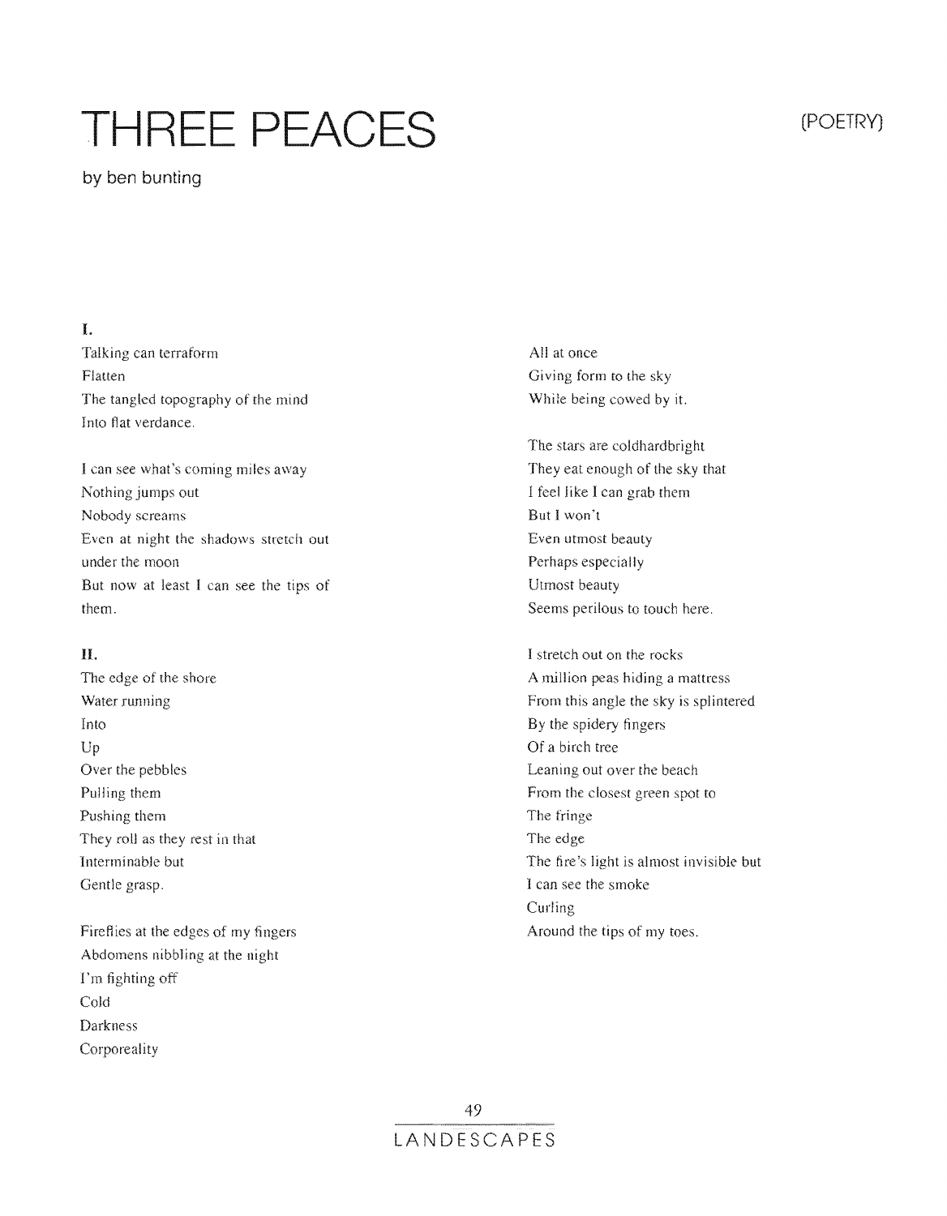# THREE PEACES

(POETRY)

by ben bunting

**I.**

Talking can terraform
Flatten
The tangled topography of the mind
Into flat verdance.

I can see what's coming miles away
Nothing jumps out
Nobody screams
Even at night the shadows stretch out
under the moon
But now at least I can see the tips of
them.

**II.**

The edge of the shore
Water running
Into
Up
Over the pebbles
Pulling them
Pushing them
They roll as they rest in that
Interminable but
Gentle grasp.

Fireflies at the edges of my fingers
Abdomens nibbling at the night
I'm fighting off
Cold
Darkness
Corporeality
All at once
Giving form to the sky
While being cowed by it.

The stars are coldhardbright
They eat enough of the sky that
I feel like I can grab them
But I won't
Even utmost beauty
Perhaps especially
Utmost beauty
Seems perilous to touch here.

I stretch out on the rocks
A million peas hiding a mattress
From this angle the sky is splintered
By the spidery fingers
Of a birch tree
Leaning out over the beach
From the closest green spot to
The fringe
The edge
The fire's light is almost invisible but
I can see the smoke
Curling
Around the tips of my toes.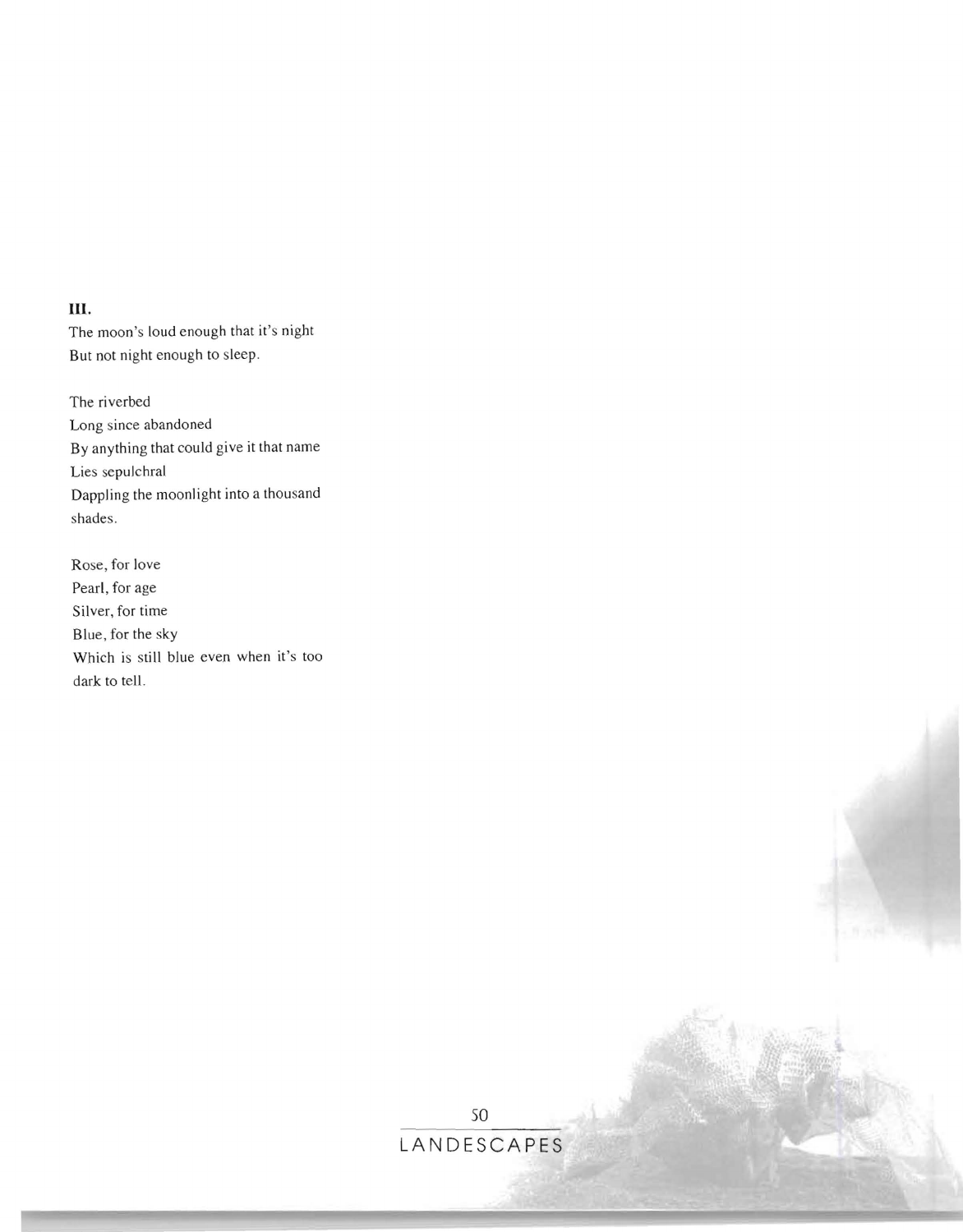**III.**

The moon's loud enough that it's night
But not night enough to sleep.

The riverbed
Long since abandoned
By anything that could give it that name
Lies sepulchral
Dappling the moonlight into a thousand shades.

Rose, for love
Pearl, for age
Silver, for time
Blue, for the sky
Which is still blue even when it's too dark to tell.